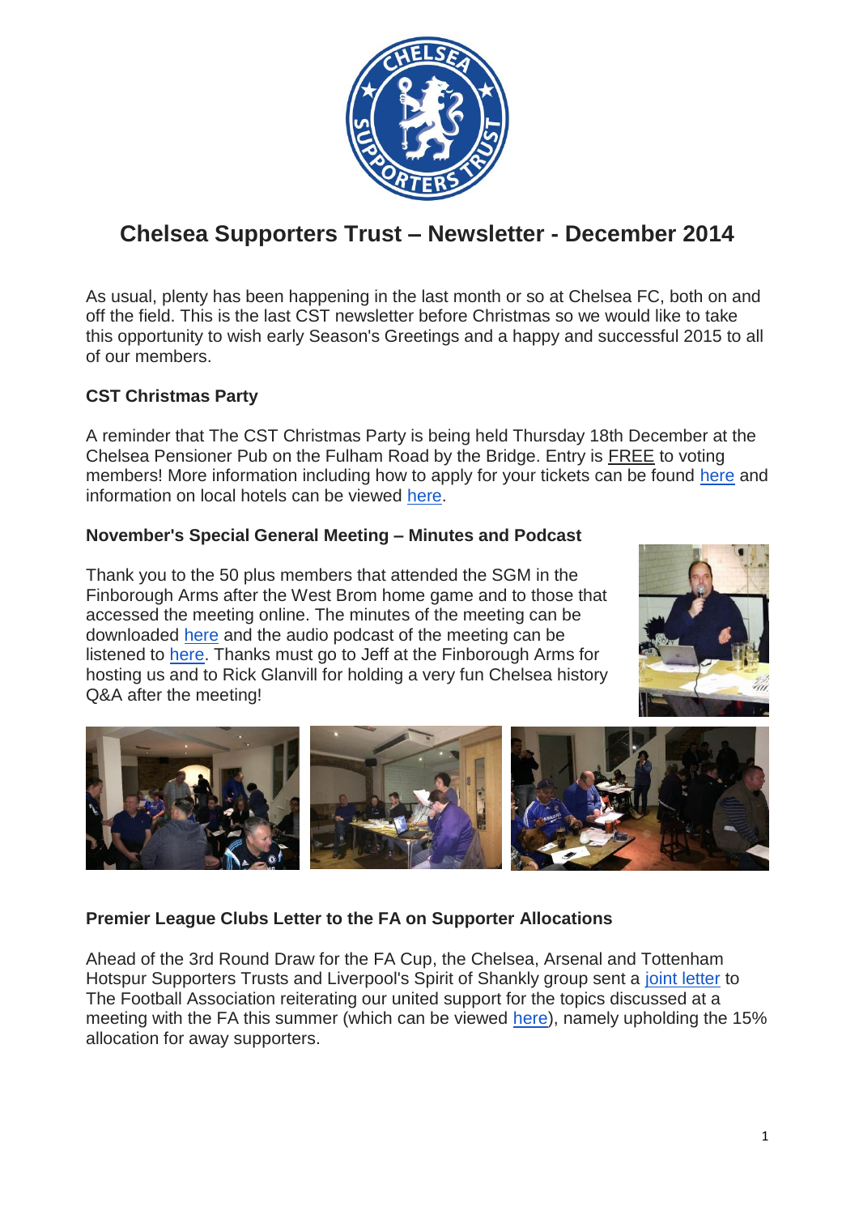# Chelsea Supporters Trust – Newsletter - December 2014

As usual, plenty has been happening in the last month or so at Chelsea FC, both on and off the field. This is the last CST newsletter before Christmas so we would like to take this opportunity to wish early Season's Greetings and a happy and successful 2015 to all of our members.

### CST Christmas Party

A reminder that The CST Christmas Party is being held Thursday 18th December at the Chelsea Pensioner Pub on the Fulham Road by the Bridge. Entry is FREE to voting members! More information including how to apply for your tickets can be found here and information on local hotels can be viewed here.

### November's Special General Meeting – Minutes and Podcast

Thank you to the 50 plus members that attended the SGM in the Finborough Arms after the West Brom home game and to those that accessed the meeting online. The minutes of the meeting can be downloaded here and the audio podcast of the meeting can be listened to here. Thanks must go to Jeff at the Finborough Arms for hosting us and to Rick Glanvill for holding a very fun Chelsea history Q&A after the meeting!

### Premier League Clubs Letter to the FA on Supporter Allocations

Ahead of the 3rd Round Draw for the FA Cup, the Chelsea, Arsenal and Tottenham Hotspur Supporters Trusts and Liverpool's Spirit of Shankly group sent a joint letter to The Football Association reiterating our united support for the topics discussed at a meeting with the FA this summer (which can be viewed here), namely upholding the 15% allocation for away supporters.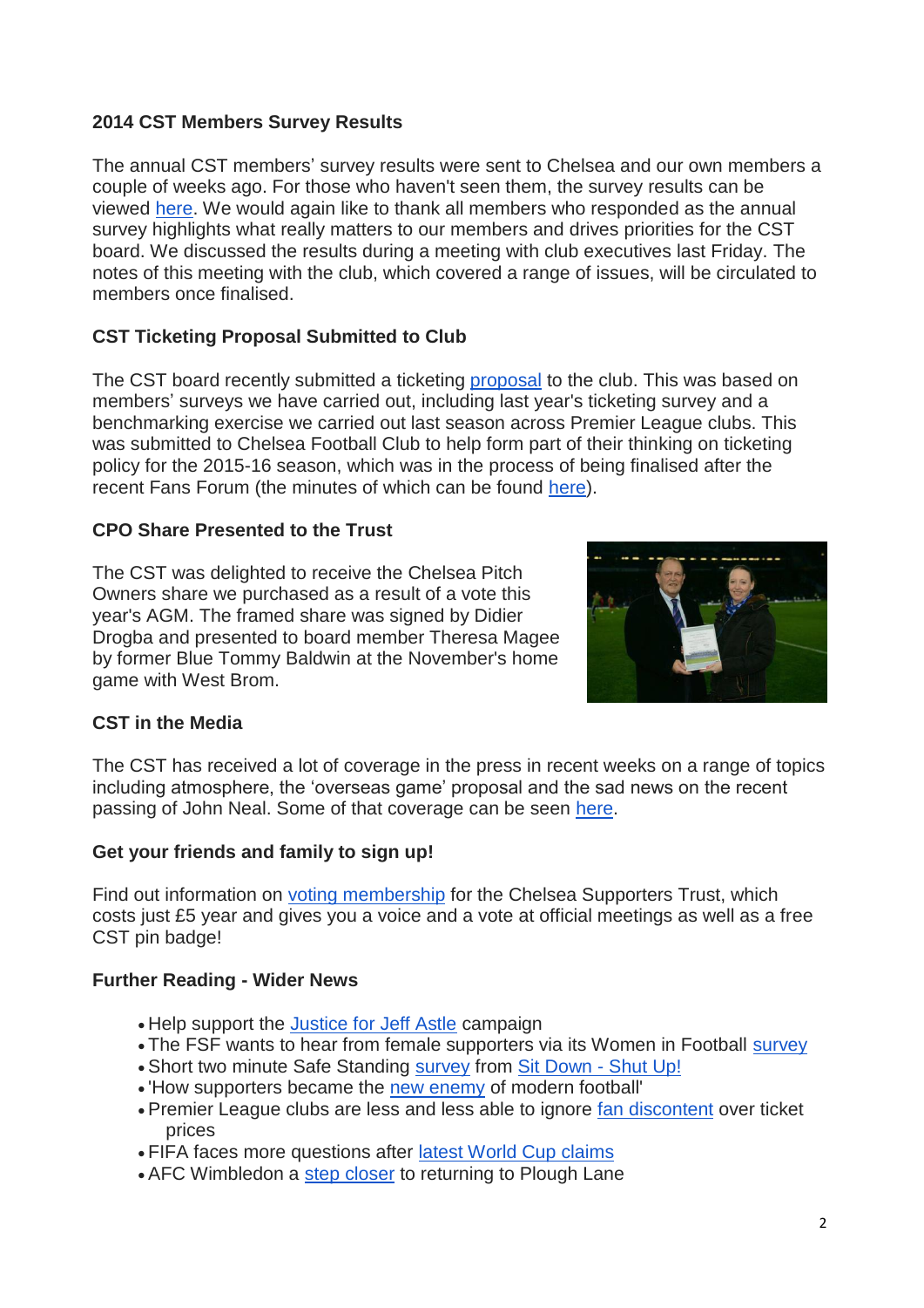**2014 CST Members Survey Results**

The annual CST members' survey results were sent to Chelsea and our own members a couple of weeks ago. For those who haven't seen them, the survey results can be viewed here. We would again like to thank all members who responded as the annual survey highlights what really matters to our members and drives priorities for the CST board. We discussed the results during a meeting with club executives last Friday. The notes of this meeting with the club, which covered a range of issues, will be circulated to members once finalised.

**CST Ticketing Proposal Submitted to Club**

The CST board recently submitted a ticketing proposal to the club. This was based on members' surveys we have carried out, including last year's ticketing survey and a benchmarking exercise we carried out last season across Premier League clubs. This was submitted to Chelsea Football Club to help form part of their thinking on ticketing policy for the 2015-16 season, which was in the process of being finalised after the recent Fans Forum (the minutes of which can be found here).

**CPO Share Presented to the Trust**

The CST was delighted to receive the Chelsea Pitch Owners share we purchased as a result of a vote this year's AGM. The framed share was signed by Didier Drogba and presented to board member Theresa Magee by former Blue Tommy Baldwin at the November's home game with West Brom.

**CST in the Media**

The CST has received a lot of coverage in the press in recent weeks on a range of topics including atmosphere, the 'overseas game' proposal and the sad news on the recent passing of John Neal. Some of that coverage can be seen here.

**Get your friends and family to sign up!**

Find out information on voting membership for the Chelsea Supporters Trust, which costs just £5 year and gives you a voice and a vote at official meetings as well as a free CST pin badge!

**Further Reading - Wider News**

- Help support the Justice for Jeff Astle campaign
- The FSF wants to hear from female supporters via its Women in Football survey
- Short two minute Safe Standing survey from Sit Down - Shut Up!
- 'How supporters became the new enemy of modern football'
- Premier League clubs are less and less able to ignore fan discontent over ticket prices
- FIFA faces more questions after latest World Cup claims
- AFC Wimbledon a step closer to returning to Plough Lane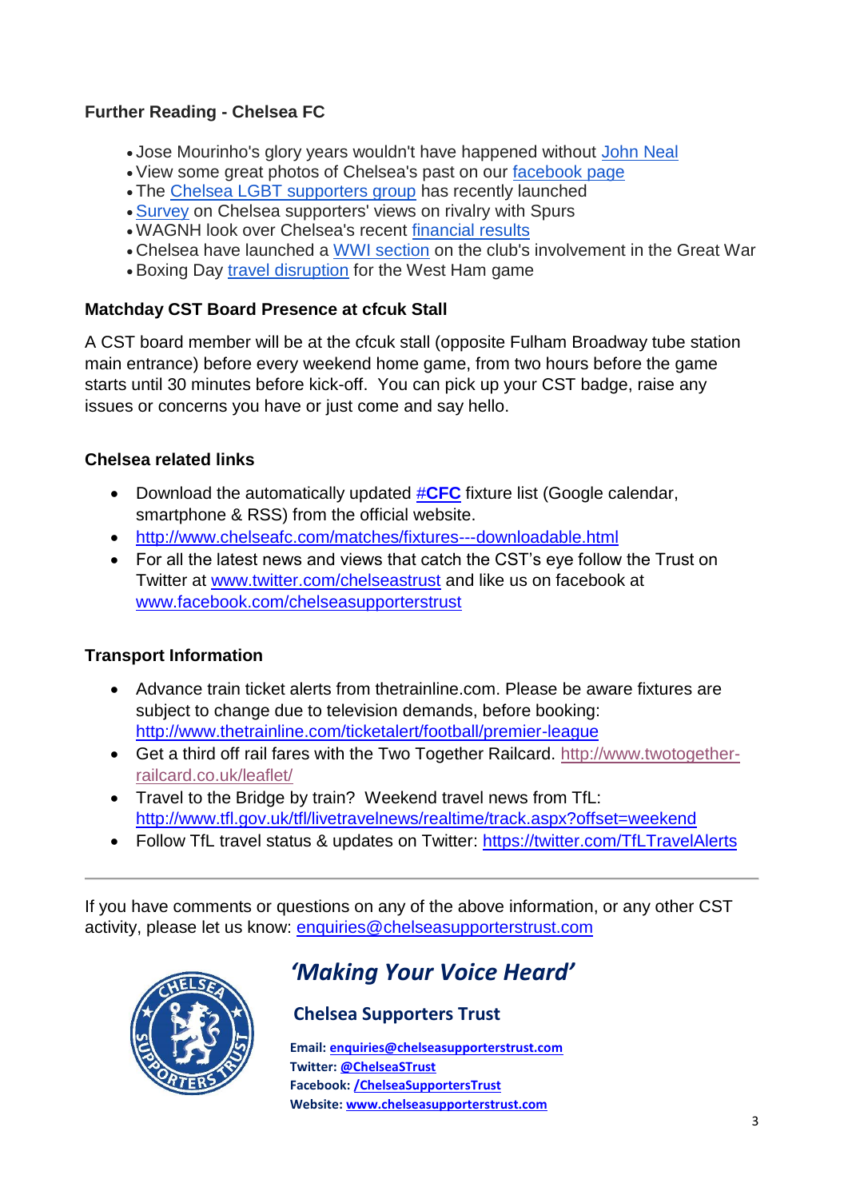**Further Reading - Chelsea FC**

- Jose Mourinho's glory years wouldn't have happened without John Neal
- View some great photos of Chelsea's past on our facebook page
- The Chelsea LGBT supporters group has recently launched
- Survey on Chelsea supporters' views on rivalry with Spurs
- WAGNH look over Chelsea's recent financial results
- Chelsea have launched a WWI section on the club's involvement in the Great War
- Boxing Day travel disruption for the West Ham game

**Matchday CST Board Presence at cfcuk Stall**

A CST board member will be at the cfcuk stall (opposite Fulham Broadway tube station main entrance) before every weekend home game, from two hours before the game starts until 30 minutes before kick-off. You can pick up your CST badge, raise any issues or concerns you have or just come and say hello.

**Chelsea related links**

- Download the automatically updated **#CFC** fixture list (Google calendar, smartphone & RSS) from the official website.
- http://www.chelseafc.com/matches/fixtures---downloadable.html
- For all the latest news and views that catch the CST's eye follow the Trust on Twitter at www.twitter.com/chelseastrust and like us on facebook at www.facebook.com/chelseasupporterstrust

**Transport Information**

- Advance train ticket alerts from thetrainline.com. Please be aware fixtures are subject to change due to television demands, before booking: http://www.thetrainline.com/ticketalert/football/premier-league
- Get a third off rail fares with the Two Together Railcard. http://www.twotogether-railcard.co.uk/leaflet/
- Travel to the Bridge by train? Weekend travel news from TfL: http://www.tfl.gov.uk/tfl/livetravelnews/realtime/track.aspx?offset=weekend
- Follow TfL travel status & updates on Twitter: https://twitter.com/TfLTravelAlerts

---

If you have comments or questions on any of the above information, or any other CST activity, please let us know: enquiries@chelseasupporterstrust.com

***'Making Your Voice Heard'***

**Chelsea Supporters Trust**

**Email: enquiries@chelseasupporterstrust.com**
**Twitter: @ChelseaSTrust**
**Facebook: /ChelseaSupportersTrust**
**Website: www.chelseasupporterstrust.com**